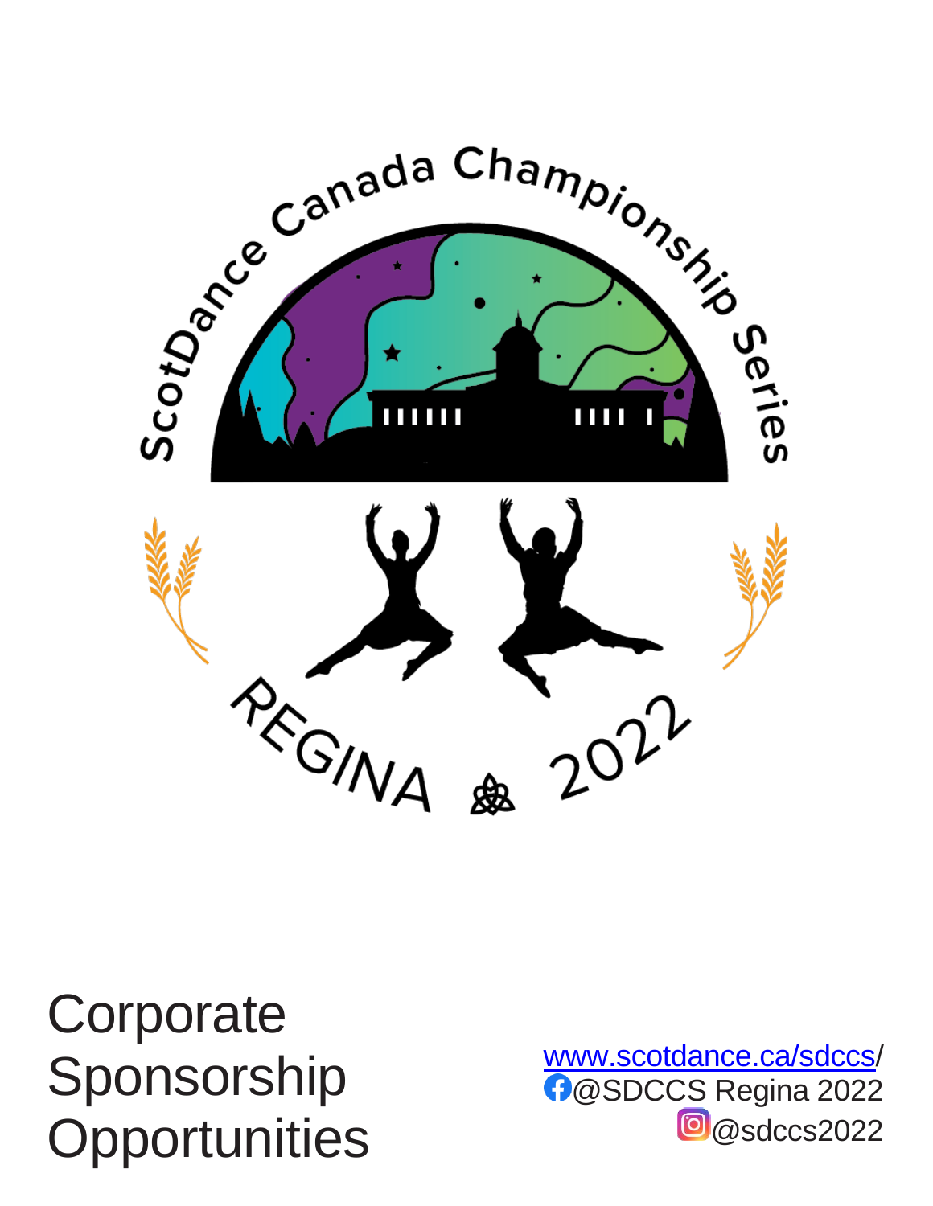ScotDance Canada Championship Series

REGINA 2022

# Corporate Sponsorship Opportunities

www.scotdance.ca/sdccs/
@SDCCS Regina 2022
@sdccs2022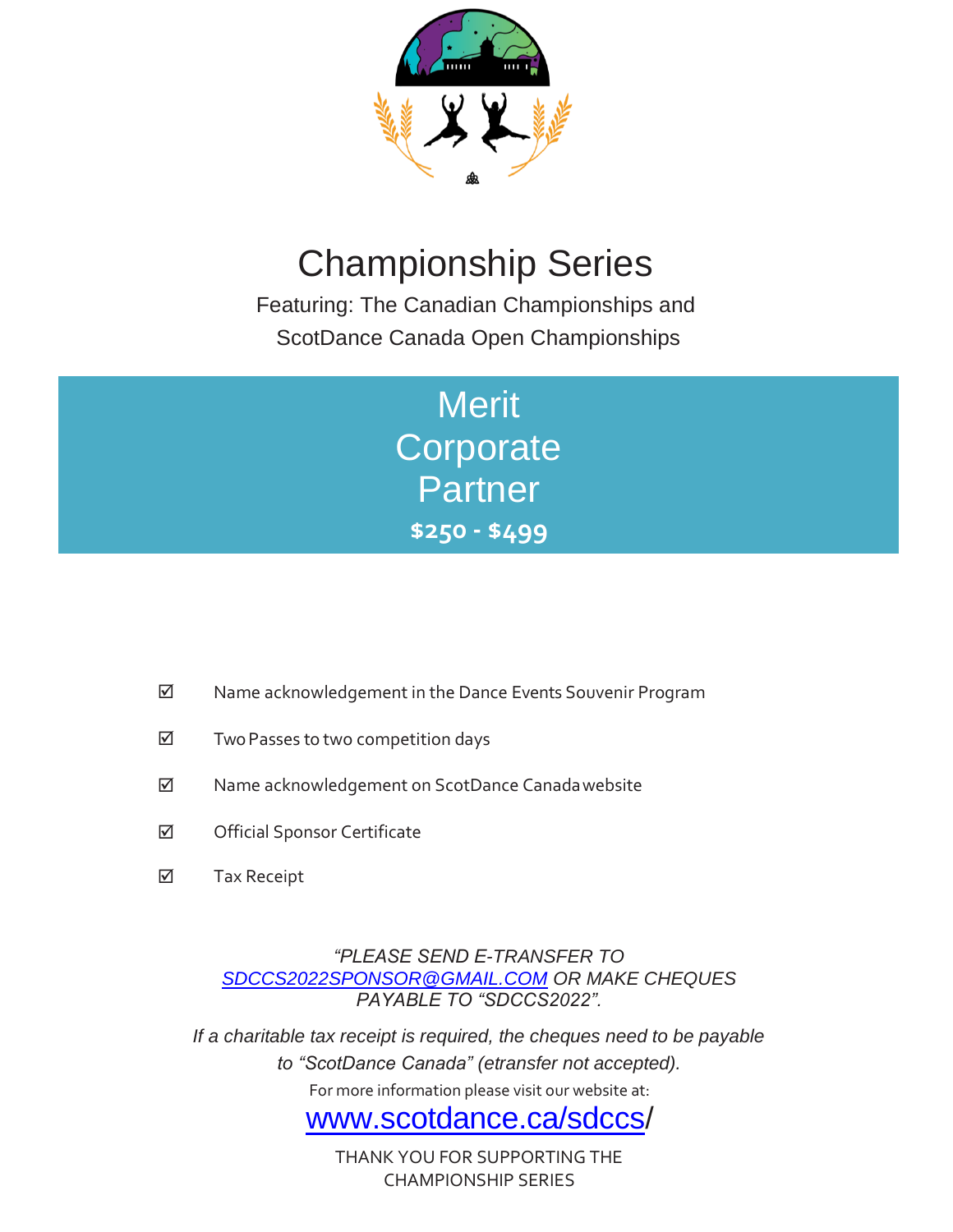# Championship Series

Featuring: The Canadian Championships and ScotDance Canada Open Championships

## Merit Corporate Partner

**$250 - $499**

- ☑ Name acknowledgement in the Dance Events Souvenir Program
- ☑ Two Passes to two competition days
- ☑ Name acknowledgement on ScotDance Canada website
- ☑ Official Sponsor Certificate
- ☑ Tax Receipt

*"PLEASE SEND E-TRANSFER TO [SDCCS2022SPONSOR@GMAIL.COM](mailto:SDCCS2022SPONSOR@GMAIL.COM) OR MAKE CHEQUES PAYABLE TO "SDCCS2022".*

*If a charitable tax receipt is required, the cheques need to be payable to "ScotDance Canada" (etransfer not accepted).*

For more information please visit our website at:

[www.scotdance.ca/sdccs/](http://www.scotdance.ca/sdccs/)

THANK YOU FOR SUPPORTING THE CHAMPIONSHIP SERIES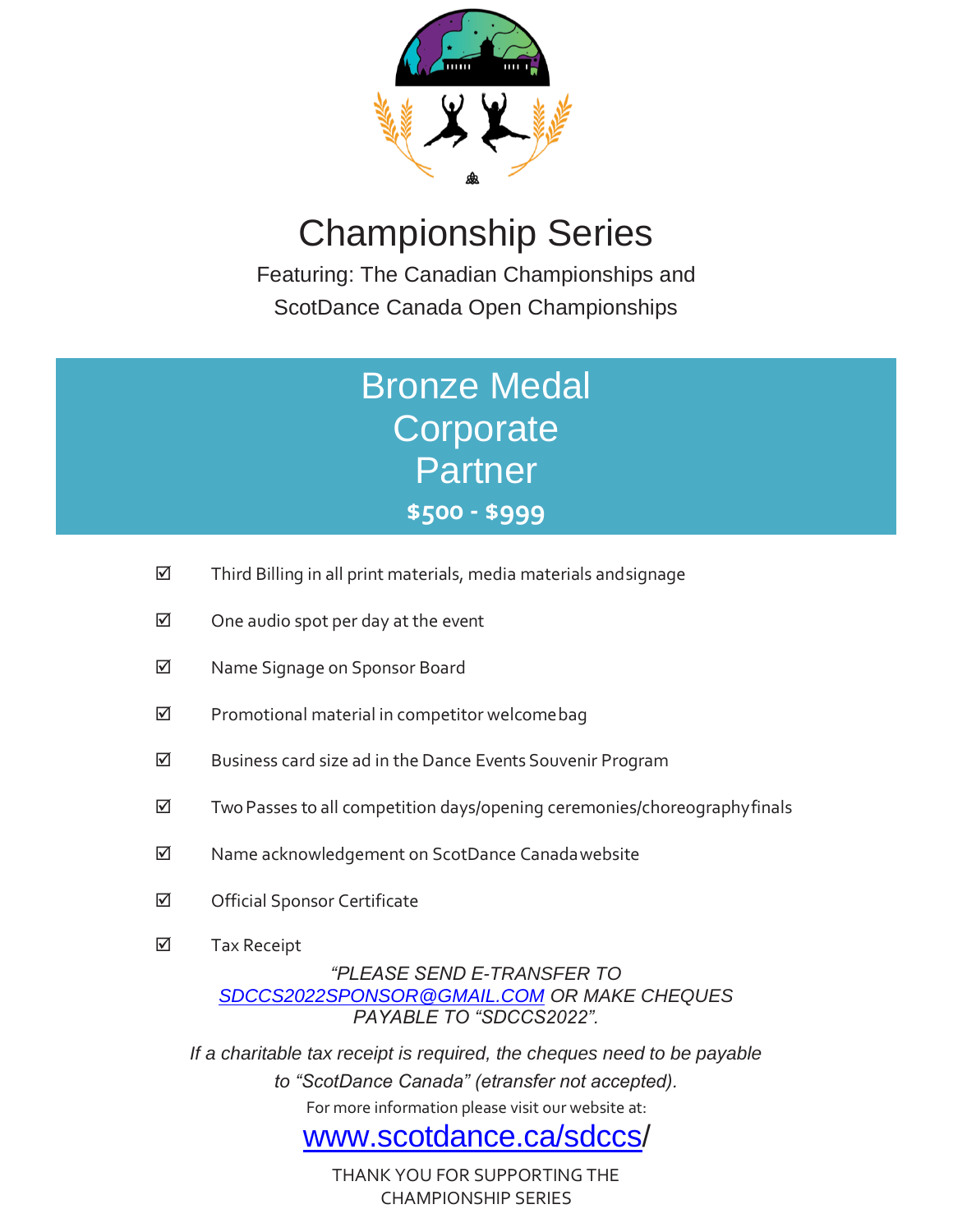# Championship Series

Featuring: The Canadian Championships and ScotDance Canada Open Championships

## Bronze Medal Corporate Partner

**$500 - $999**

- ☑ Third Billing in all print materials, media materials and signage
- ☑ One audio spot per day at the event
- ☑ Name Signage on Sponsor Board
- ☑ Promotional material in competitor welcome bag
- ☑ Business card size ad in the Dance Events Souvenir Program
- ☑ Two Passes to all competition days/opening ceremonies/choreography finals
- ☑ Name acknowledgement on ScotDance Canada website
- ☑ Official Sponsor Certificate
- ☑ Tax Receipt

*"PLEASE SEND E-TRANSFER TO SDCCS2022SPONSOR@GMAIL.COM OR MAKE CHEQUES PAYABLE TO "SDCCS2022".*

*If a charitable tax receipt is required, the cheques need to be payable to "ScotDance Canada" (etransfer not accepted).*

For more information please visit our website at:

www.scotdance.ca/sdccs/

THANK YOU FOR SUPPORTING THE CHAMPIONSHIP SERIES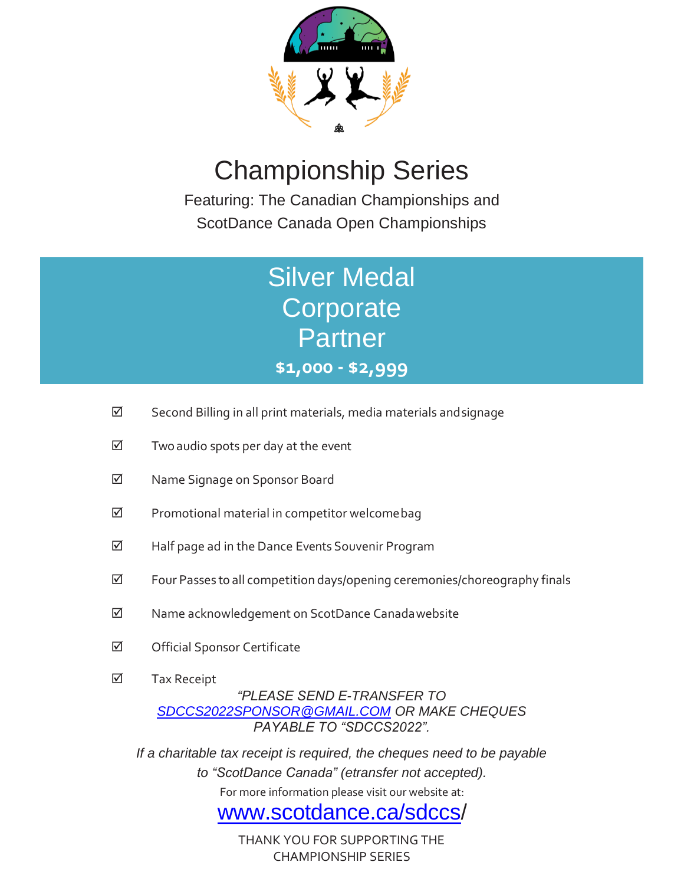# Championship Series

Featuring: The Canadian Championships and
ScotDance Canada Open Championships

## Silver Medal Corporate Partner

**$1,000 - $2,999**

- ☑ Second Billing in all print materials, media materials and signage
- ☑ Two audio spots per day at the event
- ☑ Name Signage on Sponsor Board
- ☑ Promotional material in competitor welcome bag
- ☑ Half page ad in the Dance Events Souvenir Program
- ☑ Four Passes to all competition days/opening ceremonies/choreography finals
- ☑ Name acknowledgement on ScotDance Canada website
- ☑ Official Sponsor Certificate
- ☑ Tax Receipt

*"PLEASE SEND E-TRANSFER TO [SDCCS2022SPONSOR@GMAIL.COM](mailto:SDCCS2022SPONSOR@GMAIL.COM) OR MAKE CHEQUES PAYABLE TO "SDCCS2022".*

*If a charitable tax receipt is required, the cheques need to be payable to "ScotDance Canada" (etransfer not accepted).*

For more information please visit our website at:

[www.scotdance.ca/sdccs/](http://www.scotdance.ca/sdccs/)

THANK YOU FOR SUPPORTING THE CHAMPIONSHIP SERIES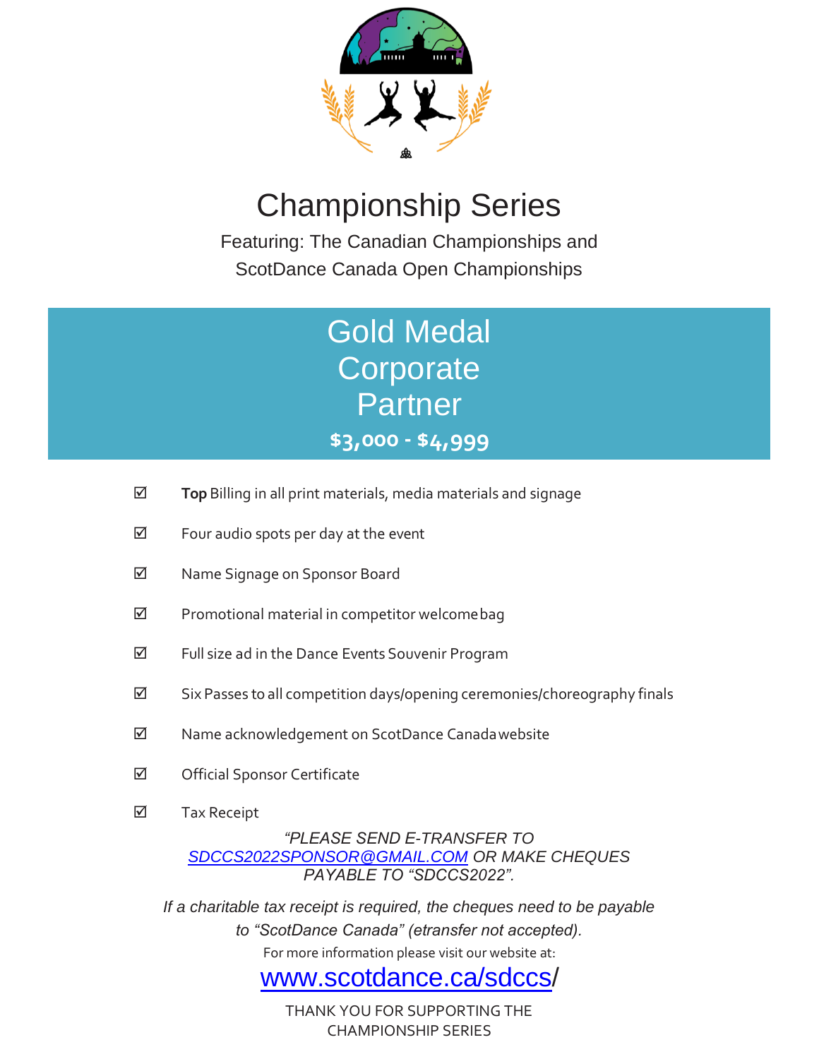# Championship Series

Featuring: The Canadian Championships and
ScotDance Canada Open Championships

## Gold Medal Corporate Partner

**$3,000 - $4,999**

- ☑ **Top** Billing in all print materials, media materials and signage
- ☑ Four audio spots per day at the event
- ☑ Name Signage on Sponsor Board
- ☑ Promotional material in competitor welcome bag
- ☑ Full size ad in the Dance Events Souvenir Program
- ☑ Six Passes to all competition days/opening ceremonies/choreography finals
- ☑ Name acknowledgement on ScotDance Canada website
- ☑ Official Sponsor Certificate
- ☑ Tax Receipt

*"PLEASE SEND E-TRANSFER TO [SDCCS2022SPONSOR@GMAIL.COM](mailto:SDCCS2022SPONSOR@GMAIL.COM) OR MAKE CHEQUES PAYABLE TO "SDCCS2022".*

*If a charitable tax receipt is required, the cheques need to be payable to "ScotDance Canada" (etransfer not accepted).*

For more information please visit our website at:

[www.scotdance.ca/sdccs](http://www.scotdance.ca/sdccs)/

THANK YOU FOR SUPPORTING THE CHAMPIONSHIP SERIES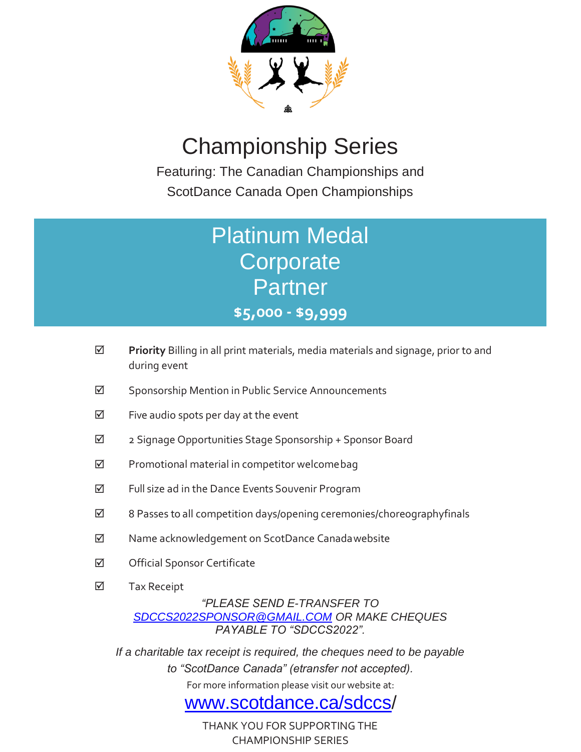# Championship Series

Featuring: The Canadian Championships and
ScotDance Canada Open Championships

## Platinum Medal Corporate Partner

**$5,000 - $9,999**

- ☑ **Priority** Billing in all print materials, media materials and signage, prior to and during event
- ☑ Sponsorship Mention in Public Service Announcements
- ☑ Five audio spots per day at the event
- ☑ 2 Signage Opportunities Stage Sponsorship + Sponsor Board
- ☑ Promotional material in competitor welcome bag
- ☑ Full size ad in the Dance Events Souvenir Program
- ☑ 8 Passes to all competition days/opening ceremonies/choreography finals
- ☑ Name acknowledgement on ScotDance Canada website
- ☑ Official Sponsor Certificate
- ☑ Tax Receipt

*"PLEASE SEND E-TRANSFER TO SDCCS2022SPONSOR@GMAIL.COM OR MAKE CHEQUES PAYABLE TO "SDCCS2022".*

*If a charitable tax receipt is required, the cheques need to be payable to "ScotDance Canada" (etransfer not accepted).*

For more information please visit our website at:

www.scotdance.ca/sdccs/

THANK YOU FOR SUPPORTING THE CHAMPIONSHIP SERIES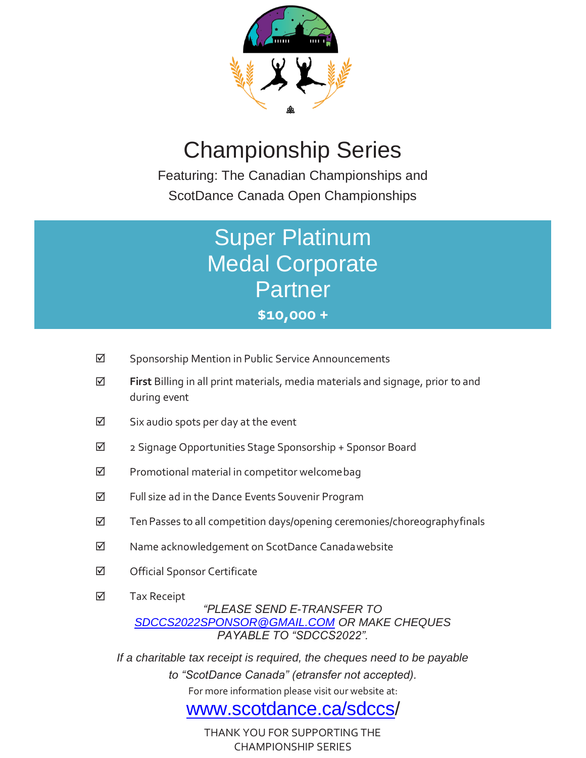# Championship Series

Featuring: The Canadian Championships and
ScotDance Canada Open Championships

## Super Platinum Medal Corporate Partner

**$10,000 +**

- ☑ Sponsorship Mention in Public Service Announcements
- ☑ **First** Billing in all print materials, media materials and signage, prior to and during event
- ☑ Six audio spots per day at the event
- ☑ 2 Signage Opportunities Stage Sponsorship + Sponsor Board
- ☑ Promotional material in competitor welcome bag
- ☑ Full size ad in the Dance Events Souvenir Program
- ☑ Ten Passes to all competition days/opening ceremonies/choreography finals
- ☑ Name acknowledgement on ScotDance Canada website
- ☑ Official Sponsor Certificate
- ☑ Tax Receipt

*"PLEASE SEND E-TRANSFER TO [SDCCS2022SPONSOR@GMAIL.COM](mailto:SDCCS2022SPONSOR@GMAIL.COM) OR MAKE CHEQUES PAYABLE TO "SDCCS2022".*

*If a charitable tax receipt is required, the cheques need to be payable to "ScotDance Canada" (etransfer not accepted).*

For more information please visit our website at:

[www.scotdance.ca/sdccs](http://www.scotdance.ca/sdccs)/

THANK YOU FOR SUPPORTING THE CHAMPIONSHIP SERIES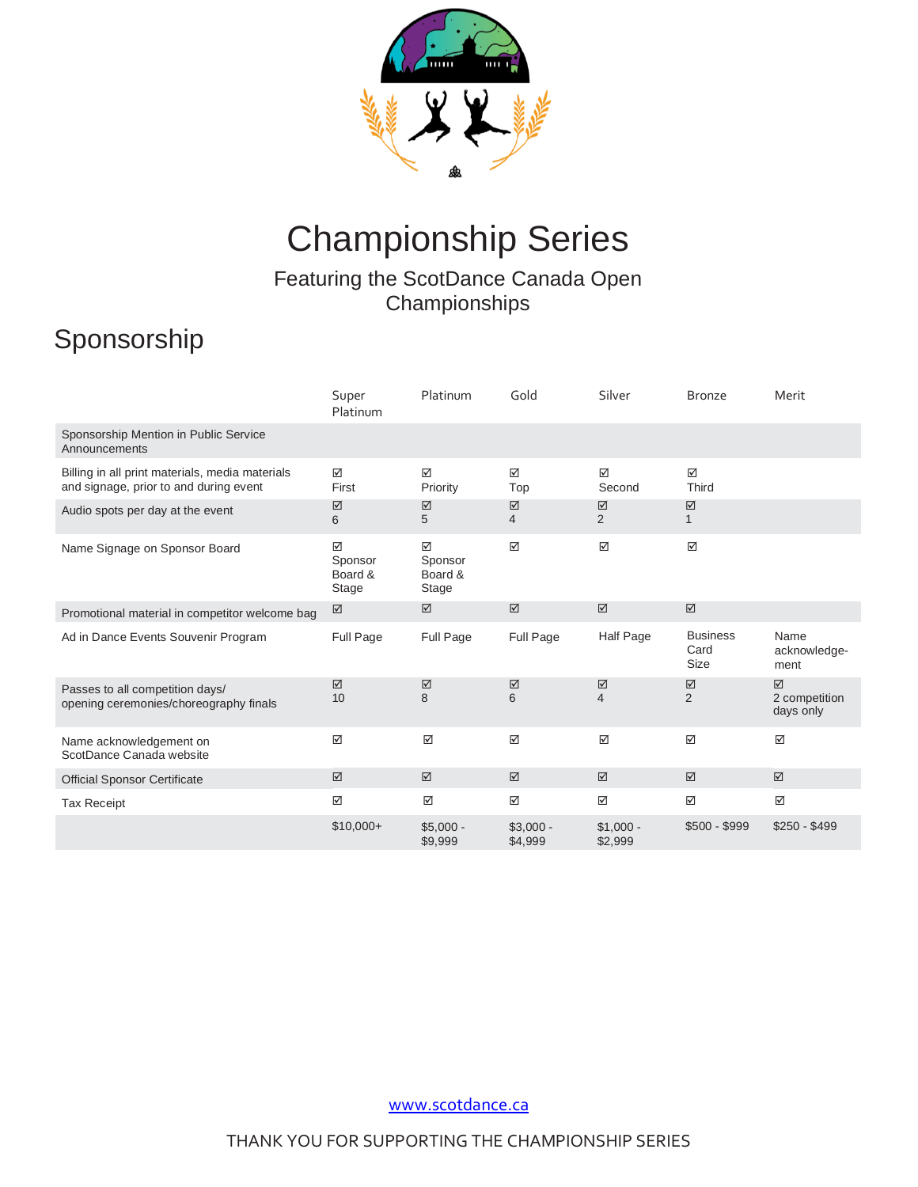# Championship Series

Featuring the ScotDance Canada Open Championships

## Sponsorship

| | Super Platinum | Platinum | Gold | Silver | Bronze | Merit |
|---|---|---|---|---|---|---|
| Sponsorship Mention in Public Service Announcements | | | | | | |
| Billing in all print materials, media materials and signage, prior to and during event | ☑ First | ☑ Priority | ☑ Top | ☑ Second | ☑ Third | |
| Audio spots per day at the event | ☑ 6 | ☑ 5 | ☑ 4 | ☑ 2 | ☑ 1 | |
| Name Signage on Sponsor Board | ☑ Sponsor Board & Stage | ☑ Sponsor Board & Stage | ☑ | ☑ | ☑ | |
| Promotional material in competitor welcome bag | ☑ | ☑ | ☑ | ☑ | ☑ | |
| Ad in Dance Events Souvenir Program | Full Page | Full Page | Full Page | Half Page | Business Card Size | Name acknowledge-ment |
| Passes to all competition days/ opening ceremonies/choreography finals | ☑ 10 | ☑ 8 | ☑ 6 | ☑ 4 | ☑ 2 | ☑ 2 competition days only |
| Name acknowledgement on ScotDance Canada website | ☑ | ☑ | ☑ | ☑ | ☑ | ☑ |
| Official Sponsor Certificate | ☑ | ☑ | ☑ | ☑ | ☑ | ☑ |
| Tax Receipt | ☑ | ☑ | ☑ | ☑ | ☑ | ☑ |
| | $10,000+ | $5,000 - $9,999 | $3,000 - $4,999 | $1,000 - $2,999 | $500 - $999 | $250 - $499 |

[www.scotdance.ca](http://www.scotdance.ca)

THANK YOU FOR SUPPORTING THE CHAMPIONSHIP SERIES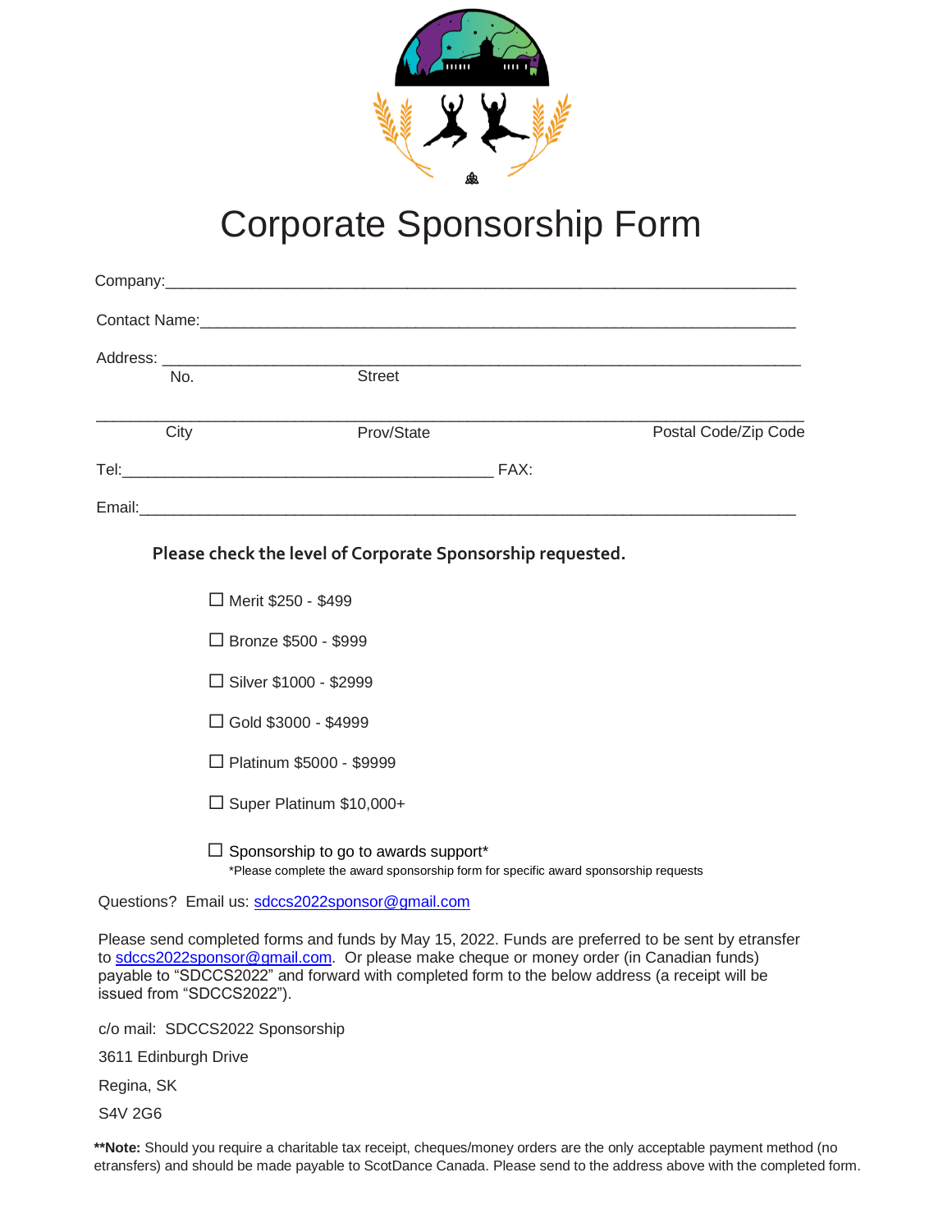# Corporate Sponsorship Form

Company:\_\_\_\_\_\_\_\_\_\_\_\_\_\_\_\_\_\_\_\_\_\_\_\_\_\_\_\_\_\_\_\_\_\_\_\_\_\_\_\_\_\_\_\_\_\_\_\_\_\_\_\_\_\_\_\_\_\_\_\_\_\_\_\_\_\_\_\_\_\_\_\_\_\_

Contact Name:\_\_\_\_\_\_\_\_\_\_\_\_\_\_\_\_\_\_\_\_\_\_\_\_\_\_\_\_\_\_\_\_\_\_\_\_\_\_\_\_\_\_\_\_\_\_\_\_\_\_\_\_\_\_\_\_\_\_\_\_\_\_\_\_\_\_\_\_

Address: \_\_\_\_\_\_\_\_\_\_\_\_\_\_\_\_\_\_\_\_\_\_\_\_\_\_\_\_\_\_\_\_\_\_\_\_\_\_\_\_\_\_\_\_\_\_\_\_\_\_\_\_\_\_\_\_\_\_\_\_\_\_\_\_\_\_\_\_\_\_\_\_\_
No. Street

\_\_\_\_\_\_\_\_\_\_\_\_\_\_\_\_\_\_\_\_\_\_\_\_\_\_\_\_\_\_\_\_\_\_\_\_\_\_\_\_\_\_\_\_\_\_\_\_\_\_\_\_\_\_\_\_\_\_\_\_\_\_\_\_\_\_\_\_\_\_\_\_\_\_\_\_\_\_\_\_\_\_\_
City Prov/State Postal Code/Zip Code

Tel:\_\_\_\_\_\_\_\_\_\_\_\_\_\_\_\_\_\_\_\_\_\_\_\_\_\_\_\_\_\_\_\_\_\_\_\_\_\_\_\_\_\_\_ FAX:

Email:\_\_\_\_\_\_\_\_\_\_\_\_\_\_\_\_\_\_\_\_\_\_\_\_\_\_\_\_\_\_\_\_\_\_\_\_\_\_\_\_\_\_\_\_\_\_\_\_\_\_\_\_\_\_\_\_\_\_\_\_\_\_\_\_\_\_\_\_\_\_\_\_\_\_\_\_

**Please check the level of Corporate Sponsorship requested.**

☐ Merit $250 - $499

☐ Bronze $500 - $999

☐ Silver $1000 - $2999

☐ Gold $3000 - $4999

☐ Platinum $5000 - $9999

☐ Super Platinum $10,000+

☐ Sponsorship to go to awards support*
*Please complete the award sponsorship form for specific award sponsorship requests

Questions? Email us: sdccs2022sponsor@gmail.com

Please send completed forms and funds by May 15, 2022. Funds are preferred to be sent by etransfer to sdccs2022sponsor@gmail.com. Or please make cheque or money order (in Canadian funds) payable to "SDCCS2022" and forward with completed form to the below address (a receipt will be issued from "SDCCS2022").

c/o mail: SDCCS2022 Sponsorship

3611 Edinburgh Drive

Regina, SK

S4V 2G6

****Note:** Should you require a charitable tax receipt, cheques/money orders are the only acceptable payment method (no etransfers) and should be made payable to ScotDance Canada. Please send to the address above with the completed form.